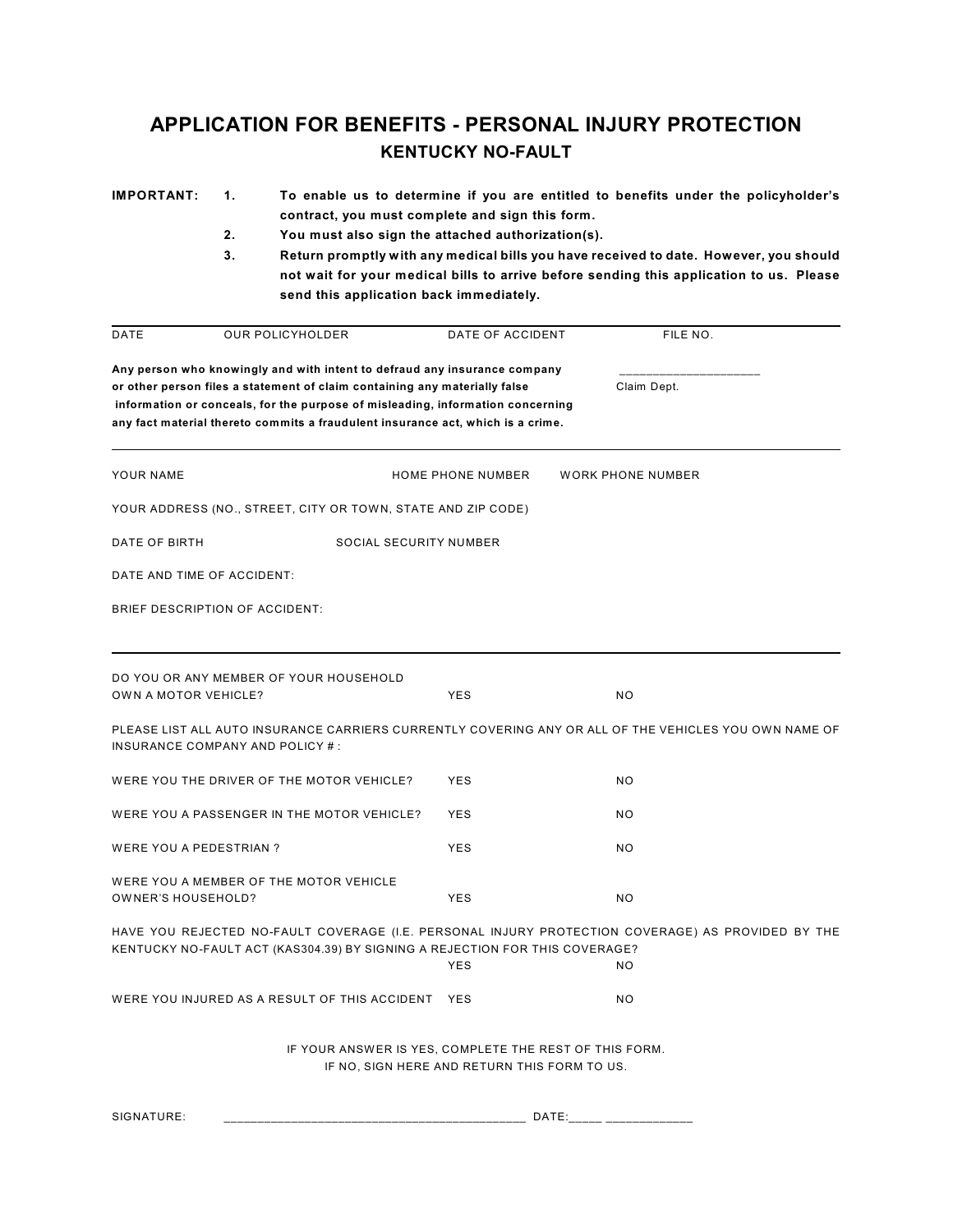# APPLICATION FOR BENEFITS - PERSONAL INJURY PROTECTION

## KENTUCKY NO-FAULT

**IMPORTANT:**

1. **To enable us to determine if you are entitled to benefits under the policyholder's contract, you must complete and sign this form.**
2. **You must also sign the attached authorization(s).**
3. **Return promptly with any medical bills you have received to date. However, you should not wait for your medical bills to arrive before sending this application to us. Please send this application back immediately.**

| DATE | OUR POLICYHOLDER | DATE OF ACCIDENT | FILE NO. |
|---|---|---|---|

**Any person who knowingly and with intent to defraud any insurance company or other person files a statement of claim containing any materially false information or conceals, for the purpose of misleading, information concerning any fact material thereto commits a fraudulent insurance act, which is a crime.**

____________________
Claim Dept.

YOUR NAME HOME PHONE NUMBER WORK PHONE NUMBER

YOUR ADDRESS (NO., STREET, CITY OR TOWN, STATE AND ZIP CODE)

DATE OF BIRTH SOCIAL SECURITY NUMBER

DATE AND TIME OF ACCIDENT:

BRIEF DESCRIPTION OF ACCIDENT:

DO YOU OR ANY MEMBER OF YOUR HOUSEHOLD OWN A MOTOR VEHICLE? YES NO

PLEASE LIST ALL AUTO INSURANCE CARRIERS CURRENTLY COVERING ANY OR ALL OF THE VEHICLES YOU OWN NAME OF INSURANCE COMPANY AND POLICY # :

WERE YOU THE DRIVER OF THE MOTOR VEHICLE? YES NO

WERE YOU A PASSENGER IN THE MOTOR VEHICLE? YES NO

WERE YOU A PEDESTRIAN ? YES NO

WERE YOU A MEMBER OF THE MOTOR VEHICLE OWNER'S HOUSEHOLD? YES NO

HAVE YOU REJECTED NO-FAULT COVERAGE (I.E. PERSONAL INJURY PROTECTION COVERAGE) AS PROVIDED BY THE KENTUCKY NO-FAULT ACT (KAS304.39) BY SIGNING A REJECTION FOR THIS COVERAGE? YES NO

WERE YOU INJURED AS A RESULT OF THIS ACCIDENT YES NO

IF YOUR ANSWER IS YES, COMPLETE THE REST OF THIS FORM.
IF NO, SIGN HERE AND RETURN THIS FORM TO US.

SIGNATURE: ___________________________________________ DATE:____ ____________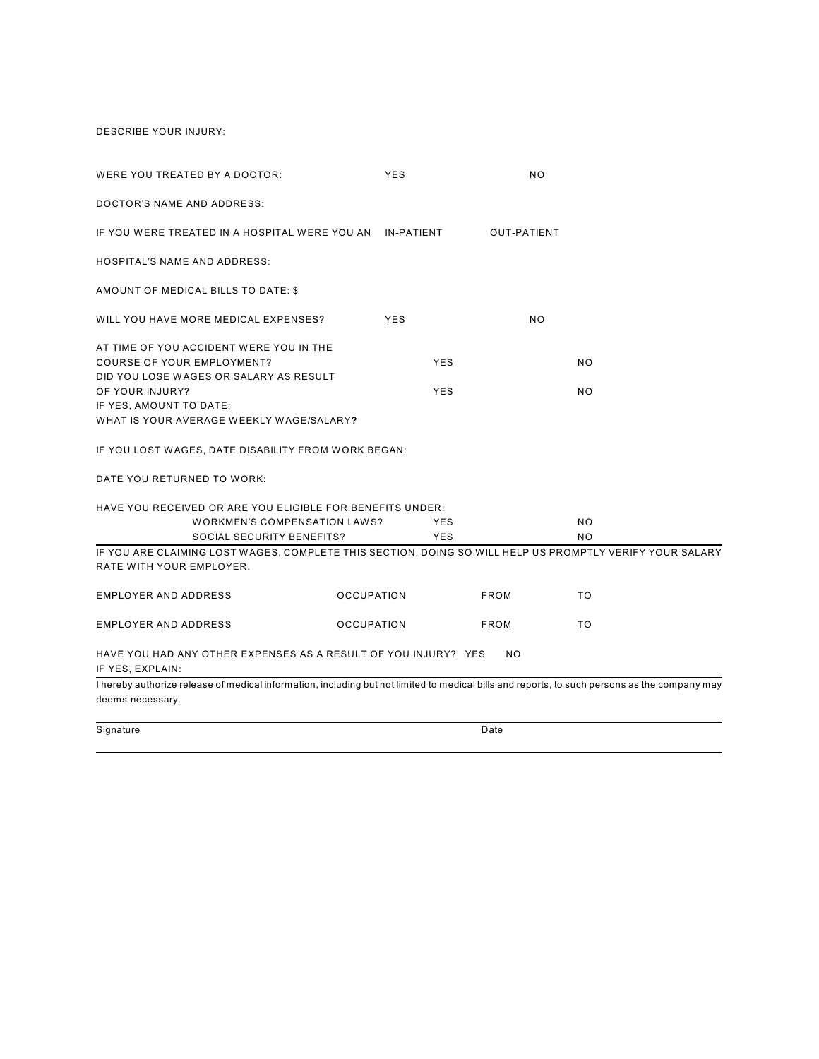DESCRIBE YOUR INJURY:

WERE YOU TREATED BY A DOCTOR: YES NO

DOCTOR'S NAME AND ADDRESS:

IF YOU WERE TREATED IN A HOSPITAL WERE YOU AN IN-PATIENT OUT-PATIENT

HOSPITAL'S NAME AND ADDRESS:

AMOUNT OF MEDICAL BILLS TO DATE: $

WILL YOU HAVE MORE MEDICAL EXPENSES? YES NO

AT TIME OF YOU ACCIDENT WERE YOU IN THE COURSE OF YOUR EMPLOYMENT? YES NO

DID YOU LOSE WAGES OR SALARY AS RESULT OF YOUR INJURY? YES NO

IF YES, AMOUNT TO DATE:

WHAT IS YOUR AVERAGE WEEKLY WAGE/SALARY**?**

IF YOU LOST WAGES, DATE DISABILITY FROM WORK BEGAN:

DATE YOU RETURNED TO WORK:

HAVE YOU RECEIVED OR ARE YOU ELIGIBLE FOR BENEFITS UNDER:

WORKMEN'S COMPENSATION LAWS? YES NO

SOCIAL SECURITY BENEFITS? YES NO

---

IF YOU ARE CLAIMING LOST WAGES, COMPLETE THIS SECTION, DOING SO WILL HELP US PROMPTLY VERIFY YOUR SALARY RATE WITH YOUR EMPLOYER.

| EMPLOYER AND ADDRESS | OCCUPATION | FROM | TO |
|---|---|---|---|
| EMPLOYER AND ADDRESS | OCCUPATION | FROM | TO |

HAVE YOU HAD ANY OTHER EXPENSES AS A RESULT OF YOU INJURY? YES NO

IF YES, EXPLAIN:

---

I hereby authorize release of medical information, including but not limited to medical bills and reports, to such persons as the company may deems necessary.

---

Signature Date

---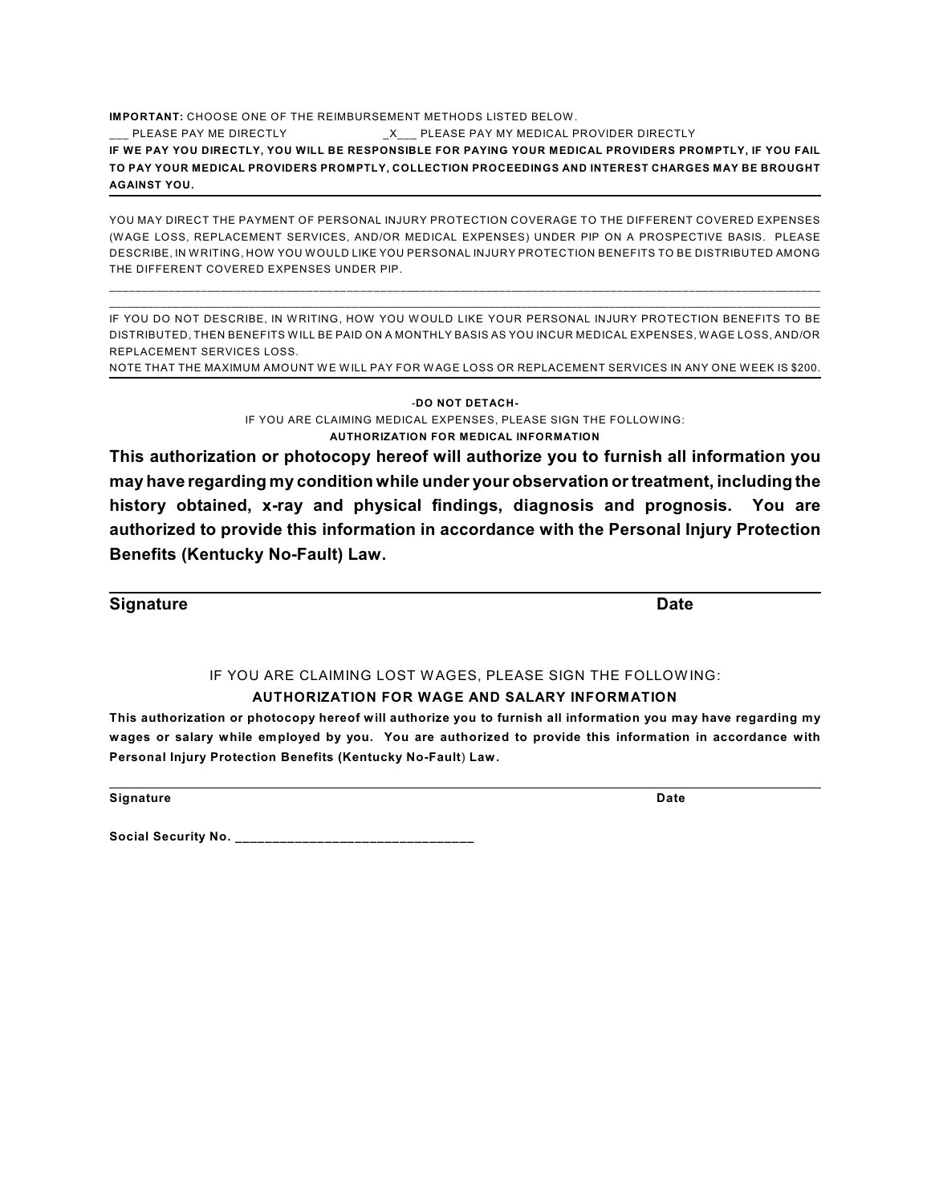**IMPORTANT:** CHOOSE ONE OF THE REIMBURSEMENT METHODS LISTED BELOW.

___ PLEASE PAY ME DIRECTLY _X___ PLEASE PAY MY MEDICAL PROVIDER DIRECTLY

**IF WE PAY YOU DIRECTLY, YOU WILL BE RESPONSIBLE FOR PAYING YOUR MEDICAL PROVIDERS PROMPTLY, IF YOU FAIL TO PAY YOUR MEDICAL PROVIDERS PROMPTLY, COLLECTION PROCEEDINGS AND INTEREST CHARGES MAY BE BROUGHT AGAINST YOU.**

---

YOU MAY DIRECT THE PAYMENT OF PERSONAL INJURY PROTECTION COVERAGE TO THE DIFFERENT COVERED EXPENSES (WAGE LOSS, REPLACEMENT SERVICES, AND/OR MEDICAL EXPENSES) UNDER PIP ON A PROSPECTIVE BASIS. PLEASE DESCRIBE, IN WRITING, HOW YOU WOULD LIKE YOU PERSONAL INJURY PROTECTION BENEFITS TO BE DISTRIBUTED AMONG THE DIFFERENT COVERED EXPENSES UNDER PIP.

____________________________________________________________________________________________________

____________________________________________________________________________________________________

IF YOU DO NOT DESCRIBE, IN WRITING, HOW YOU WOULD LIKE YOUR PERSONAL INJURY PROTECTION BENEFITS TO BE DISTRIBUTED, THEN BENEFITS WILL BE PAID ON A MONTHLY BASIS AS YOU INCUR MEDICAL EXPENSES, WAGE LOSS, AND/OR REPLACEMENT SERVICES LOSS.

NOTE THAT THE MAXIMUM AMOUNT WE WILL PAY FOR WAGE LOSS OR REPLACEMENT SERVICES IN ANY ONE WEEK IS $200.

---

**-DO NOT DETACH-**

IF YOU ARE CLAIMING MEDICAL EXPENSES, PLEASE SIGN THE FOLLOWING:

**AUTHORIZATION FOR MEDICAL INFORMATION**

**This authorization or photocopy hereof will authorize you to furnish all information you may have regarding my condition while under your observation or treatment, including the history obtained, x-ray and physical findings, diagnosis and prognosis. You are authorized to provide this information in accordance with the Personal Injury Protection Benefits (Kentucky No-Fault) Law.**

____________________________________________________________________________________________________

**Signature** **Date**

IF YOU ARE CLAIMING LOST WAGES, PLEASE SIGN THE FOLLOWING:

**AUTHORIZATION FOR WAGE AND SALARY INFORMATION**

**This authorization or photocopy hereof will authorize you to furnish all information you may have regarding my wages or salary while employed by you. You are authorized to provide this information in accordance with Personal Injury Protection Benefits (Kentucky No-Fault) Law.**

____________________________________________________________________________________________________

**Signature** **Date**

**Social Security No. _________________________________**